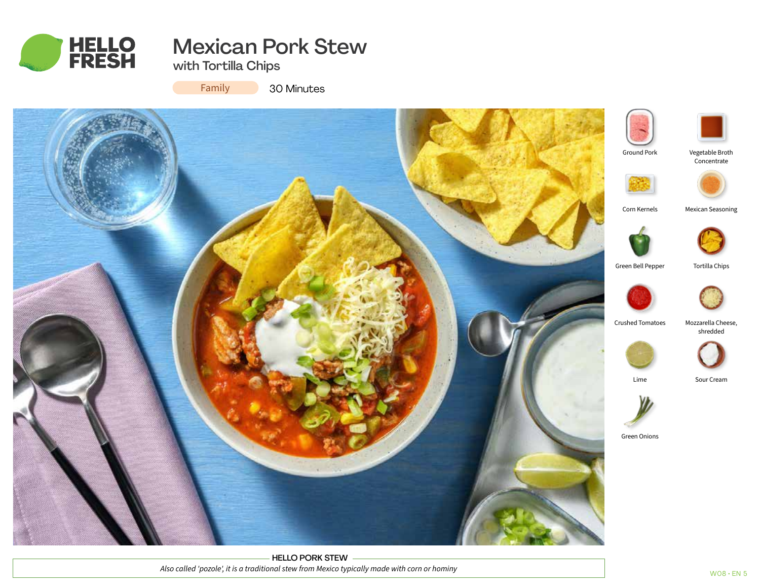# Mexican Pork Stew

## with Tortilla Chips

Family 30 Minutes

- Ground Pork
- Vegetable Broth Concentrate
- Corn Kernels
- Mexican Seasoning
- Green Bell Pepper
- Tortilla Chips
- Crushed Tomatoes
- Mozzarella Cheese, shredded
- Lime
- Sour Cream
- Green Onions

**HELLO PORK STEW**

*Also called 'pozole', it is a traditional stew from Mexico typically made with corn or hominy*

W08 • EN 5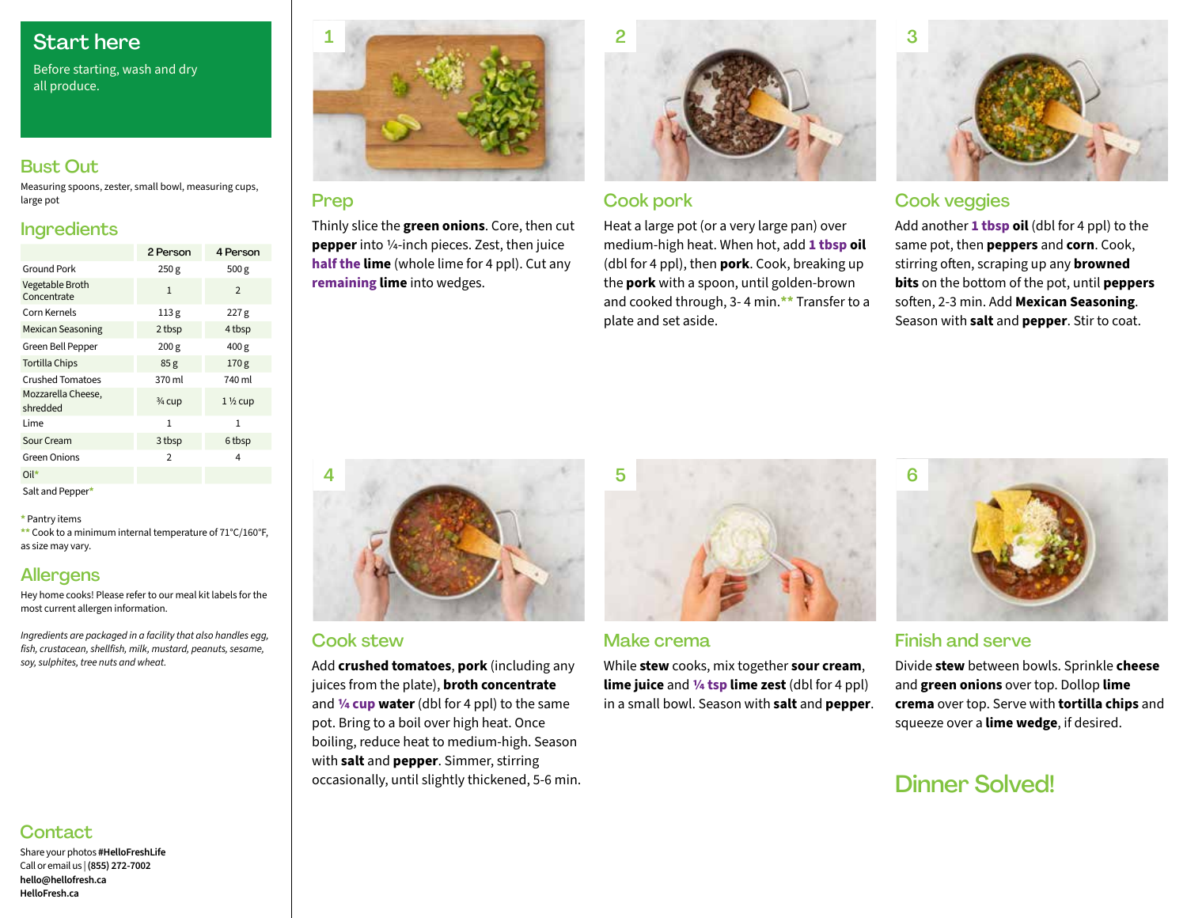## Start here

Before starting, wash and dry all produce.

## Bust Out

Measuring spoons, zester, small bowl, measuring cups, large pot

## Ingredients

| | 2 Person | 4 Person |
|---|---|---|
| Ground Pork | 250 g | 500 g |
| Vegetable Broth Concentrate | 1 | 2 |
| Corn Kernels | 113 g | 227 g |
| Mexican Seasoning | 2 tbsp | 4 tbsp |
| Green Bell Pepper | 200 g | 400 g |
| Tortilla Chips | 85 g | 170 g |
| Crushed Tomatoes | 370 ml | 740 ml |
| Mozzarella Cheese, shredded | ¾ cup | 1 ½ cup |
| Lime | 1 | 1 |
| Sour Cream | 3 tbsp | 6 tbsp |
| Green Onions | 2 | 4 |
| Oil* | | |
| Salt and Pepper* | | |

\* Pantry items

\*\* Cook to a minimum internal temperature of 71°C/160°F, as size may vary.

## Allergens

Hey home cooks! Please refer to our meal kit labels for the most current allergen information.

*Ingredients are packaged in a facility that also handles egg, fish, crustacean, shellfish, milk, mustard, peanuts, sesame, soy, sulphites, tree nuts and wheat.*

## Contact

Share your photos **#HelloFreshLife**

Call or email us | **(855) 272-7002**

**hello@hellofresh.ca**

**HelloFresh.ca**

## 1 Prep

Thinly slice the **green onions**. Core, then cut **pepper** into ¼-inch pieces. Zest, then juice **half the lime** (whole lime for 4 ppl). Cut any **remaining lime** into wedges.

## 2 Cook pork

Heat a large pot (or a very large pan) over medium-high heat. When hot, add **1 tbsp oil** (dbl for 4 ppl), then **pork**. Cook, breaking up the **pork** with a spoon, until golden-brown and cooked through, 3- 4 min.** Transfer to a plate and set aside.

## 3 Cook veggies

Add another **1 tbsp oil** (dbl for 4 ppl) to the same pot, then **peppers** and **corn**. Cook, stirring often, scraping up any **browned bits** on the bottom of the pot, until **peppers** soften, 2-3 min. Add **Mexican Seasoning**. Season with **salt** and **pepper**. Stir to coat.

## 4 Cook stew

Add **crushed tomatoes**, **pork** (including any juices from the plate), **broth concentrate** and **¼ cup water** (dbl for 4 ppl) to the same pot. Bring to a boil over high heat. Once boiling, reduce heat to medium-high. Season with **salt** and **pepper**. Simmer, stirring occasionally, until slightly thickened, 5-6 min.

## 5 Make crema

While **stew** cooks, mix together **sour cream**, **lime juice** and **¼ tsp lime zest** (dbl for 4 ppl) in a small bowl. Season with **salt** and **pepper**.

## 6 Finish and serve

Divide **stew** between bowls. Sprinkle **cheese** and **green onions** over top. Dollop **lime crema** over top. Serve with **tortilla chips** and squeeze over a **lime wedge**, if desired.

## Dinner Solved!